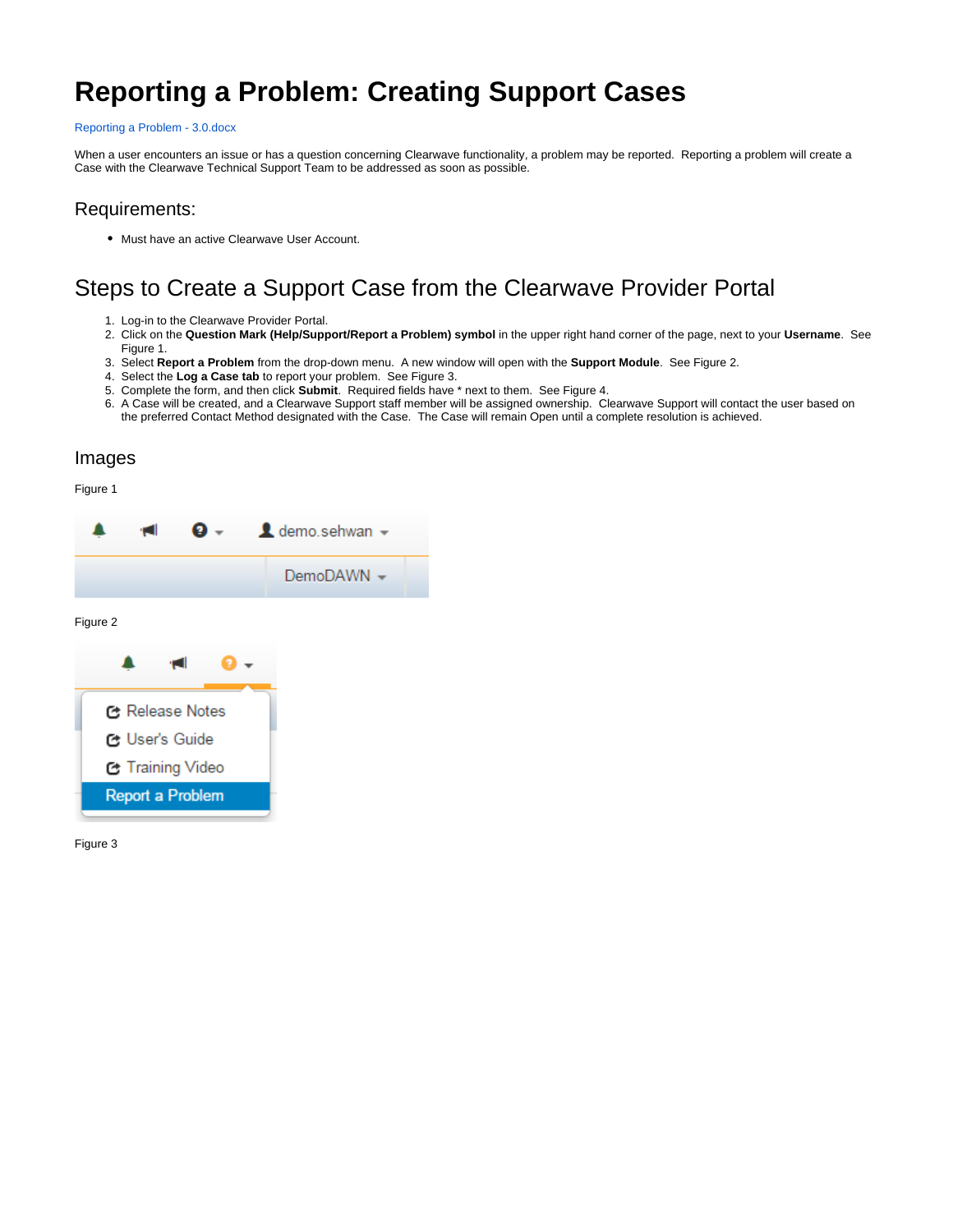# Reporting a Problem: Creating Support Cases

Reporting a Problem - 3.0.docx

When a user encounters an issue or has a question concerning Clearwave functionality, a problem may be reported. Reporting a problem will create a Case with the Clearwave Technical Support Team to be addressed as soon as possible.

## Requirements:

- Must have an active Clearwave User Account.

## Steps to Create a Support Case from the Clearwave Provider Portal

1. Log-in to the Clearwave Provider Portal.
2. Click on the **Question Mark (Help/Support/Report a Problem) symbol** in the upper right hand corner of the page, next to your **Username**. See Figure 1.
3. Select **Report a Problem** from the drop-down menu. A new window will open with the **Support Module**. See Figure 2.
4. Select the **Log a Case tab** to report your problem. See Figure 3.
5. Complete the form, and then click **Submit**. Required fields have * next to them. See Figure 4.
6. A Case will be created, and a Clearwave Support staff member will be assigned ownership. Clearwave Support will contact the user based on the preferred Contact Method designated with the Case. The Case will remain Open until a complete resolution is achieved.

### Images

Figure 1

Figure 2

Figure 3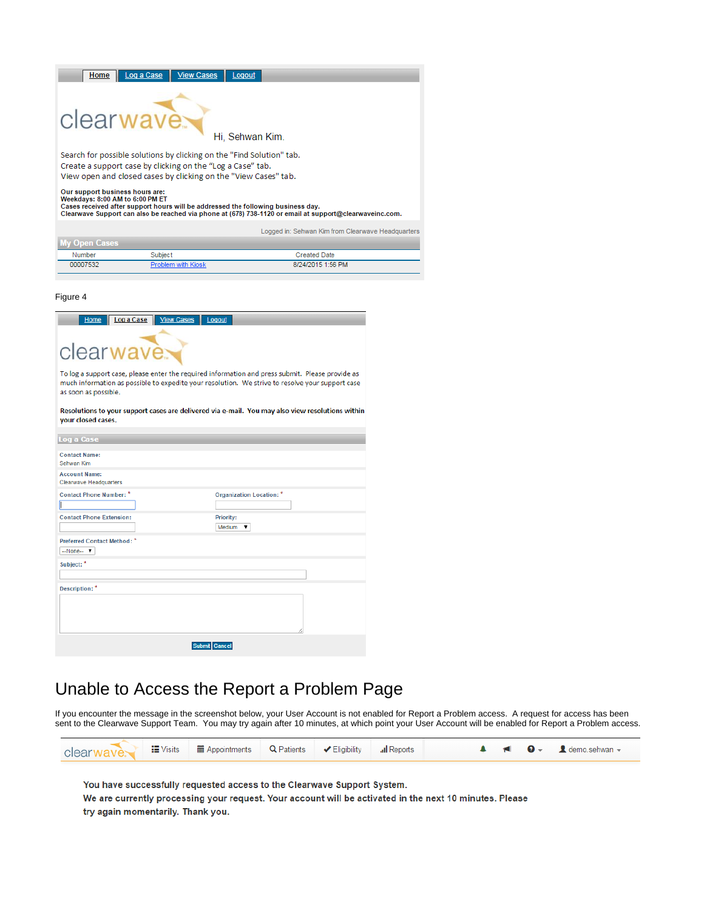Home | Log a Case | View Cases | Logout

clearwave

Hi, Sehwan Kim.

Search for possible solutions by clicking on the "Find Solution" tab.
Create a support case by clicking on the "Log a Case" tab.
View open and closed cases by clicking on the "View Cases" tab.

**Our support business hours are:**
**Weekdays: 8:00 AM to 6:00 PM ET**
**Cases received after support hours will be addressed the following business day.**
**Clearwave Support can also be reached via phone at (678) 738-1120 or email at support@clearwaveinc.com.**

Logged in: Sehwan Kim from Clearwave Headquarters

**My Open Cases**

| Number | Subject | Created Date |
|---|---|---|
| 00007532 | Problem with Kiosk | 8/24/2015 1:56 PM |

Figure 4

Home | Log a Case | View Cases | Logout

clearwave

To log a support case, please enter the required information and press submit. Please provide as much information as possible to expedite your resolution. We strive to resolve your support case as soon as possible.

**Resolutions to your support cases are delivered via e-mail. You may also view resolutions within your closed cases.**

**Log a Case**

Contact Name:
Sehwan Kim

Account Name:
Clearwave Headquarters

Contact Phone Number: *

Organization Location: *

Contact Phone Extension:

Priority: Medium

Preferred Contact Method: * --None--

Subject: *

Description: *

Submit | Cancel

# Unable to Access the Report a Problem Page

If you encounter the message in the screenshot below, your User Account is not enabled for Report a Problem access. A request for access has been sent to the Clearwave Support Team. You may try again after 10 minutes, at which point your User Account will be enabled for Report a Problem access.

clearwave | Visits | Appointments | Patients | Eligibility | Reports | demo.sehwan

**You have successfully requested access to the Clearwave Support System.**
**We are currently processing your request. Your account will be activated in the next 10 minutes. Please try again momentarily. Thank you.**